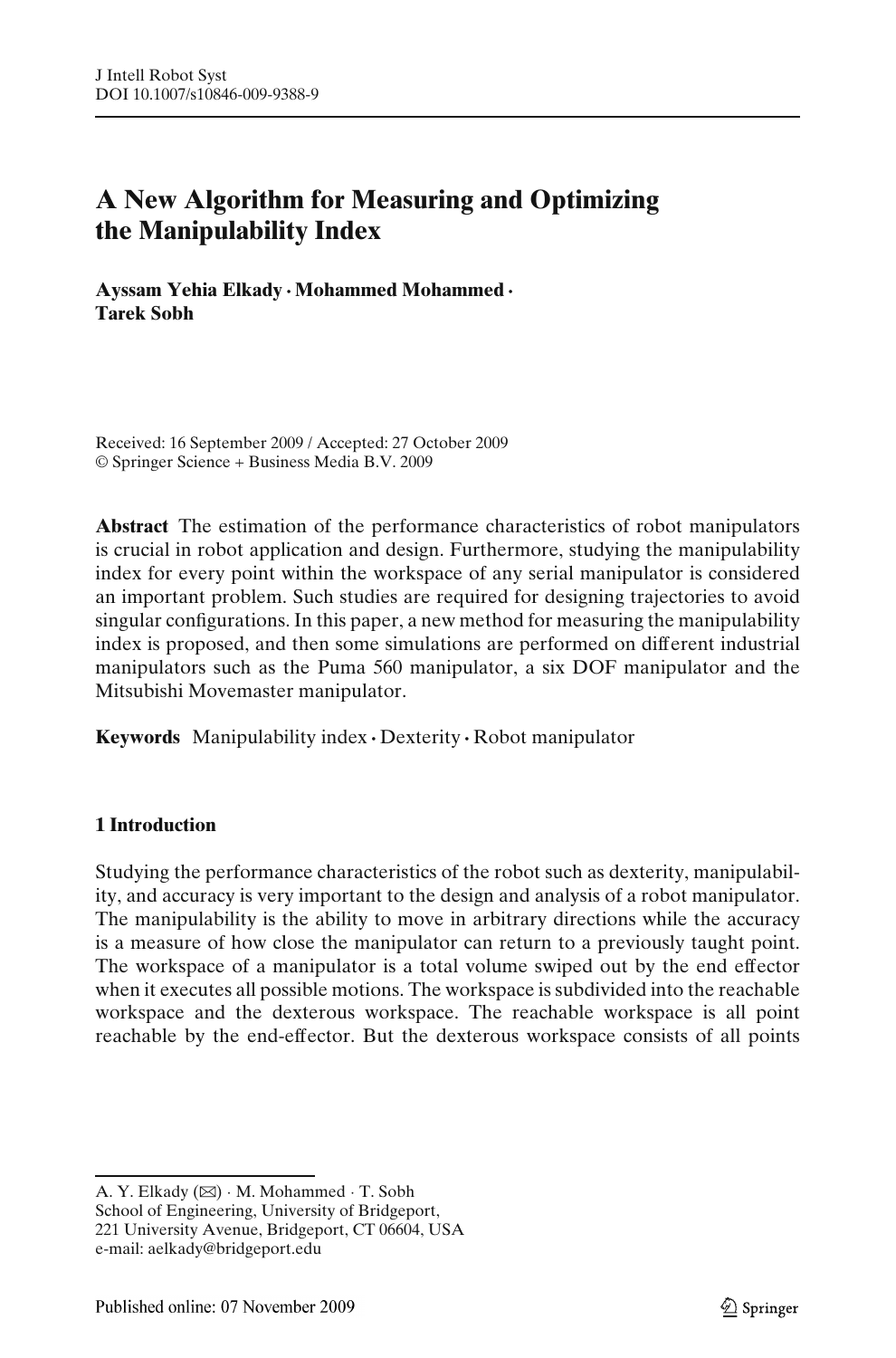# A New Algorithm for Measuring and Optimizing the Manipulability Index

**Ayssam Yehia Elkady · Mohammed Mohammed · Tarek Sobh**

Received: 16 September 2009 / Accepted: 27 October 2009
© Springer Science + Business Media B.V. 2009

**Abstract** The estimation of the performance characteristics of robot manipulators is crucial in robot application and design. Furthermore, studying the manipulability index for every point within the workspace of any serial manipulator is considered an important problem. Such studies are required for designing trajectories to avoid singular configurations. In this paper, a new method for measuring the manipulability index is proposed, and then some simulations are performed on different industrial manipulators such as the Puma 560 manipulator, a six DOF manipulator and the Mitsubishi Movemaster manipulator.

**Keywords** Manipulability index · Dexterity · Robot manipulator

## 1 Introduction

Studying the performance characteristics of the robot such as dexterity, manipulability, and accuracy is very important to the design and analysis of a robot manipulator. The manipulability is the ability to move in arbitrary directions while the accuracy is a measure of how close the manipulator can return to a previously taught point. The workspace of a manipulator is a total volume swiped out by the end effector when it executes all possible motions. The workspace is subdivided into the reachable workspace and the dexterous workspace. The reachable workspace is all point reachable by the end-effector. But the dexterous workspace consists of all points

A. Y. Elkady (✉) · M. Mohammed · T. Sobh
School of Engineering, University of Bridgeport,
221 University Avenue, Bridgeport, CT 06604, USA
e-mail: aelkady@bridgeport.edu

Published online: 07 November 2009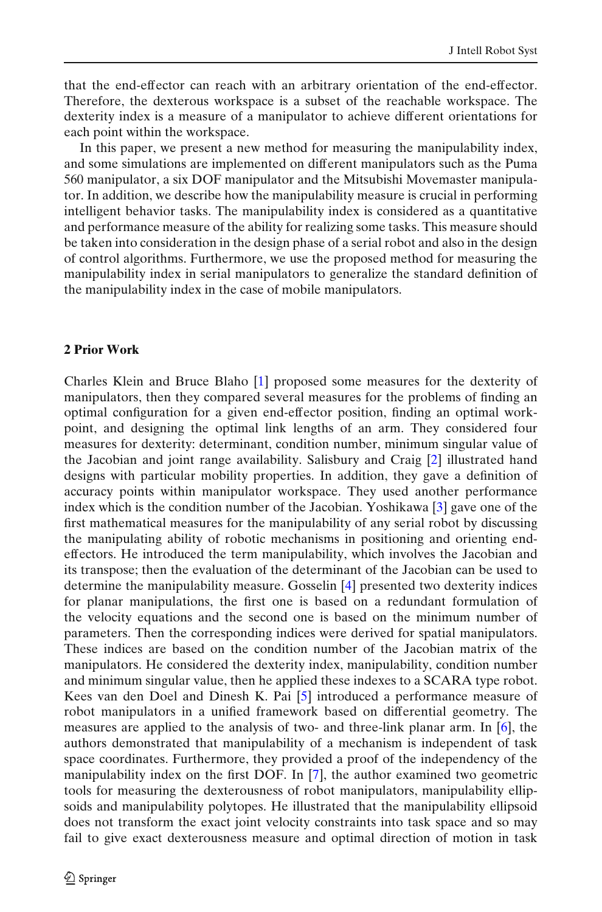that the end-effector can reach with an arbitrary orientation of the end-effector. Therefore, the dexterous workspace is a subset of the reachable workspace. The dexterity index is a measure of a manipulator to achieve different orientations for each point within the workspace.

In this paper, we present a new method for measuring the manipulability index, and some simulations are implemented on different manipulators such as the Puma 560 manipulator, a six DOF manipulator and the Mitsubishi Movemaster manipulator. In addition, we describe how the manipulability measure is crucial in performing intelligent behavior tasks. The manipulability index is considered as a quantitative and performance measure of the ability for realizing some tasks. This measure should be taken into consideration in the design phase of a serial robot and also in the design of control algorithms. Furthermore, we use the proposed method for measuring the manipulability index in serial manipulators to generalize the standard definition of the manipulability index in the case of mobile manipulators.

## 2 Prior Work

Charles Klein and Bruce Blaho [1] proposed some measures for the dexterity of manipulators, then they compared several measures for the problems of finding an optimal configuration for a given end-effector position, finding an optimal workpoint, and designing the optimal link lengths of an arm. They considered four measures for dexterity: determinant, condition number, minimum singular value of the Jacobian and joint range availability. Salisbury and Craig [2] illustrated hand designs with particular mobility properties. In addition, they gave a definition of accuracy points within manipulator workspace. They used another performance index which is the condition number of the Jacobian. Yoshikawa [3] gave one of the first mathematical measures for the manipulability of any serial robot by discussing the manipulating ability of robotic mechanisms in positioning and orienting end-effectors. He introduced the term manipulability, which involves the Jacobian and its transpose; then the evaluation of the determinant of the Jacobian can be used to determine the manipulability measure. Gosselin [4] presented two dexterity indices for planar manipulations, the first one is based on a redundant formulation of the velocity equations and the second one is based on the minimum number of parameters. Then the corresponding indices were derived for spatial manipulators. These indices are based on the condition number of the Jacobian matrix of the manipulators. He considered the dexterity index, manipulability, condition number and minimum singular value, then he applied these indexes to a SCARA type robot. Kees van den Doel and Dinesh K. Pai [5] introduced a performance measure of robot manipulators in a unified framework based on differential geometry. The measures are applied to the analysis of two- and three-link planar arm. In [6], the authors demonstrated that manipulability of a mechanism is independent of task space coordinates. Furthermore, they provided a proof of the independency of the manipulability index on the first DOF. In [7], the author examined two geometric tools for measuring the dexterousness of robot manipulators, manipulability ellipsoids and manipulability polytopes. He illustrated that the manipulability ellipsoid does not transform the exact joint velocity constraints into task space and so may fail to give exact dexterousness measure and optimal direction of motion in task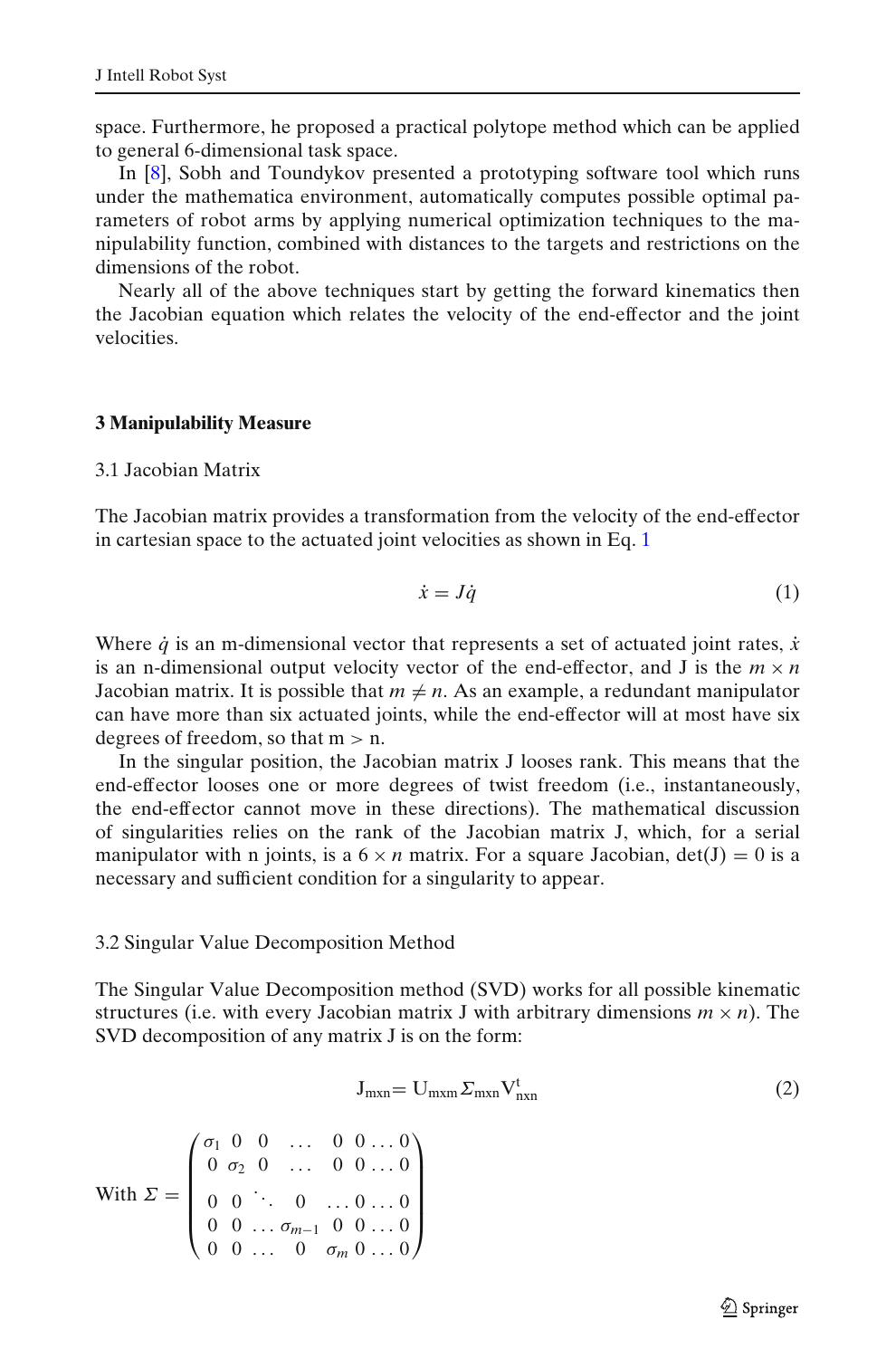space. Furthermore, he proposed a practical polytope method which can be applied to general 6-dimensional task space.

In [8], Sobh and Toundykov presented a prototyping software tool which runs under the mathematica environment, automatically computes possible optimal parameters of robot arms by applying numerical optimization techniques to the manipulability function, combined with distances to the targets and restrictions on the dimensions of the robot.

Nearly all of the above techniques start by getting the forward kinematics then the Jacobian equation which relates the velocity of the end-effector and the joint velocities.

## 3 Manipulability Measure

### 3.1 Jacobian Matrix

The Jacobian matrix provides a transformation from the velocity of the end-effector in cartesian space to the actuated joint velocities as shown in Eq. 1

$$\dot{x} = J\dot{q} \tag{1}$$

Where $\dot{q}$ is an m-dimensional vector that represents a set of actuated joint rates, $\dot{x}$ is an n-dimensional output velocity vector of the end-effector, and J is the $m \times n$ Jacobian matrix. It is possible that $m \neq n$. As an example, a redundant manipulator can have more than six actuated joints, while the end-effector will at most have six degrees of freedom, so that m > n.

In the singular position, the Jacobian matrix J looses rank. This means that the end-effector looses one or more degrees of twist freedom (i.e., instantaneously, the end-effector cannot move in these directions). The mathematical discussion of singularities relies on the rank of the Jacobian matrix J, which, for a serial manipulator with n joints, is a $6 \times n$ matrix. For a square Jacobian, det(J) = 0 is a necessary and sufficient condition for a singularity to appear.

### 3.2 Singular Value Decomposition Method

The Singular Value Decomposition method (SVD) works for all possible kinematic structures (i.e. with every Jacobian matrix J with arbitrary dimensions $m \times n$). The SVD decomposition of any matrix J is on the form:

$$\mathrm{J}_{\mathrm{mxn}} = \mathrm{U}_{\mathrm{mxm}} \Sigma_{\mathrm{mxn}} \mathrm{V}^{\mathrm{t}}_{\mathrm{nxn}} \tag{2}$$

With $\Sigma = \begin{pmatrix} \sigma_1 & 0 & 0 & \dots & 0 & 0 \dots 0 \\ 0 & \sigma_2 & 0 & \dots & 0 & 0 \dots 0 \\ 0 & 0 & \ddots & 0 & \dots & 0 \dots 0 \\ 0 & 0 & \dots & \sigma_{m-1} & 0 & 0 \dots 0 \\ 0 & 0 & \dots & 0 & \sigma_m & 0 \dots 0 \end{pmatrix}$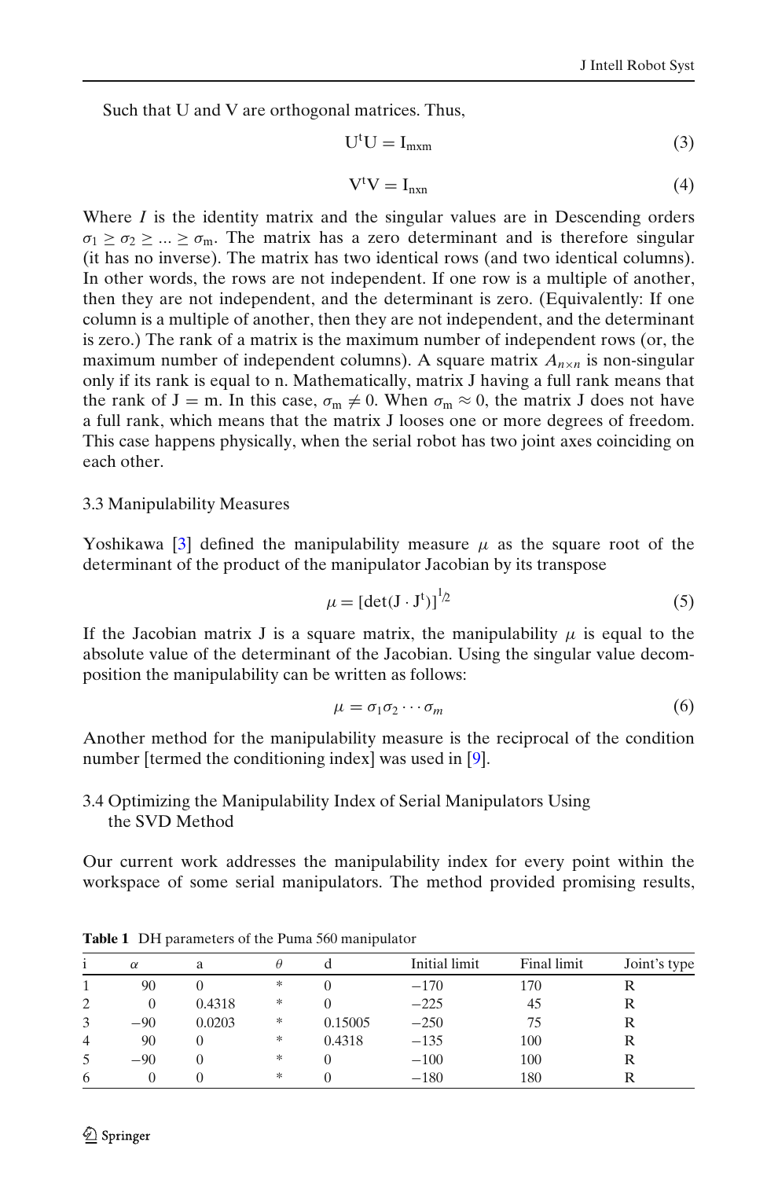Such that U and V are orthogonal matrices. Thus,

$$U^t U = I_{mxm} \tag{3}$$

$$V^t V = I_{nxn} \tag{4}$$

Where $I$ is the identity matrix and the singular values are in Descending orders $\sigma_1 \geq \sigma_2 \geq \ldots \geq \sigma_m$. The matrix has a zero determinant and is therefore singular (it has no inverse). The matrix has two identical rows (and two identical columns). In other words, the rows are not independent. If one row is a multiple of another, then they are not independent, and the determinant is zero. (Equivalently: If one column is a multiple of another, then they are not independent, and the determinant is zero.) The rank of a matrix is the maximum number of independent rows (or, the maximum number of independent columns). A square matrix $A_{n \times n}$ is non-singular only if its rank is equal to n. Mathematically, matrix J having a full rank means that the rank of J = m. In this case, $\sigma_m \neq 0$. When $\sigma_m \approx 0$, the matrix J does not have a full rank, which means that the matrix J looses one or more degrees of freedom. This case happens physically, when the serial robot has two joint axes coinciding on each other.

### 3.3 Manipulability Measures

Yoshikawa [3] defined the manipulability measure $\mu$ as the square root of the determinant of the product of the manipulator Jacobian by its transpose

$$\mu = [\det(J \cdot J^t)]^{1/2} \tag{5}$$

If the Jacobian matrix J is a square matrix, the manipulability $\mu$ is equal to the absolute value of the determinant of the Jacobian. Using the singular value decomposition the manipulability can be written as follows:

$$\mu = \sigma_1 \sigma_2 \cdots \sigma_m \tag{6}$$

Another method for the manipulability measure is the reciprocal of the condition number [termed the conditioning index] was used in [9].

### 3.4 Optimizing the Manipulability Index of Serial Manipulators Using the SVD Method

Our current work addresses the manipulability index for every point within the workspace of some serial manipulators. The method provided promising results,

**Table 1** DH parameters of the Puma 560 manipulator

| i | $\alpha$ | a | $\theta$ | d | Initial limit | Final limit | Joint's type |
|---|---|---|---|---|---|---|---|
| 1 | 90 | 0 | * | 0 | −170 | 170 | R |
| 2 | 0 | 0.4318 | * | 0 | −225 | 45 | R |
| 3 | −90 | 0.0203 | * | 0.15005 | −250 | 75 | R |
| 4 | 90 | 0 | * | 0.4318 | −135 | 100 | R |
| 5 | −90 | 0 | * | 0 | −100 | 100 | R |
| 6 | 0 | 0 | * | 0 | −180 | 180 | R |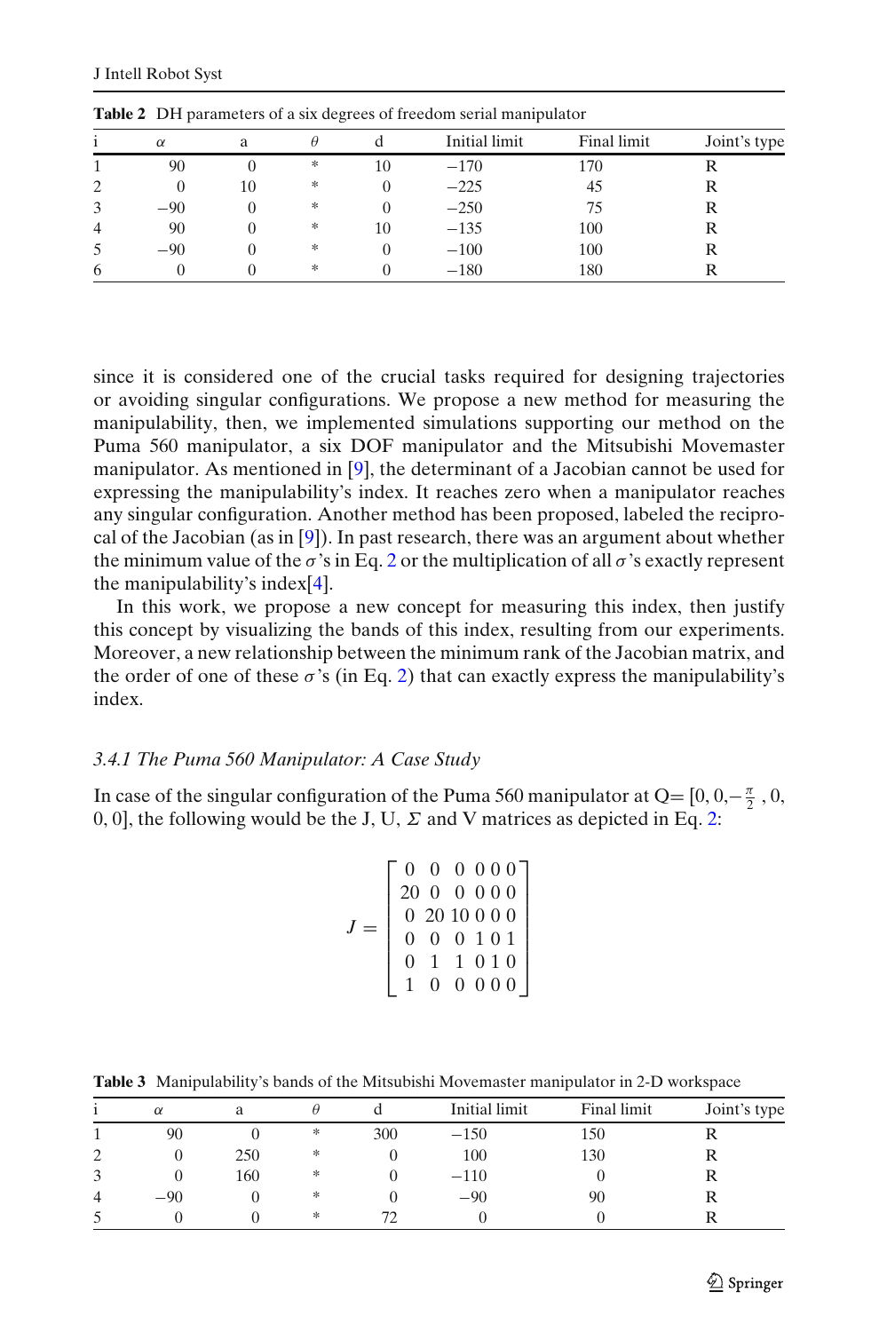**Table 2** DH parameters of a six degrees of freedom serial manipulator

| i | $\alpha$ | a | $\theta$ | d | Initial limit | Final limit | Joint's type |
|---|---|---|---|---|---|---|---|
| 1 | 90 | 0 | * | 10 | −170 | 170 | R |
| 2 | 0 | 10 | * | 0 | −225 | 45 | R |
| 3 | −90 | 0 | * | 0 | −250 | 75 | R |
| 4 | 90 | 0 | * | 10 | −135 | 100 | R |
| 5 | −90 | 0 | * | 0 | −100 | 100 | R |
| 6 | 0 | 0 | * | 0 | −180 | 180 | R |

since it is considered one of the crucial tasks required for designing trajectories or avoiding singular configurations. We propose a new method for measuring the manipulability, then, we implemented simulations supporting our method on the Puma 560 manipulator, a six DOF manipulator and the Mitsubishi Movemaster manipulator. As mentioned in [9], the determinant of a Jacobian cannot be used for expressing the manipulability's index. It reaches zero when a manipulator reaches any singular configuration. Another method has been proposed, labeled the reciprocal of the Jacobian (as in [9]). In past research, there was an argument about whether the minimum value of the $\sigma$'s in Eq. 2 or the multiplication of all $\sigma$'s exactly represent the manipulability's index[4].

In this work, we propose a new concept for measuring this index, then justify this concept by visualizing the bands of this index, resulting from our experiments. Moreover, a new relationship between the minimum rank of the Jacobian matrix, and the order of one of these $\sigma$'s (in Eq. 2) that can exactly express the manipulability's index.

### *3.4.1 The Puma 560 Manipulator: A Case Study*

In case of the singular configuration of the Puma 560 manipulator at Q= $[0, 0, -\frac{\pi}{2}, 0, 0, 0]$, the following would be the J, U, $\Sigma$ and V matrices as depicted in Eq. 2:

$$J = \begin{bmatrix} 0 & 0 & 0 & 0 & 0 & 0 \\ 20 & 0 & 0 & 0 & 0 & 0 \\ 0 & 20 & 10 & 0 & 0 & 0 \\ 0 & 0 & 0 & 1 & 0 & 1 \\ 0 & 1 & 1 & 0 & 1 & 0 \\ 1 & 0 & 0 & 0 & 0 & 0 \end{bmatrix}$$

**Table 3** Manipulability's bands of the Mitsubishi Movemaster manipulator in 2-D workspace

| i | $\alpha$ | a | $\theta$ | d | Initial limit | Final limit | Joint's type |
|---|---|---|---|---|---|---|---|
| 1 | 90 | 0 | * | 300 | −150 | 150 | R |
| 2 | 0 | 250 | * | 0 | 100 | 130 | R |
| 3 | 0 | 160 | * | 0 | −110 | 0 | R |
| 4 | −90 | 0 | * | 0 | −90 | 90 | R |
| 5 | 0 | 0 | * | 72 | 0 | 0 | R |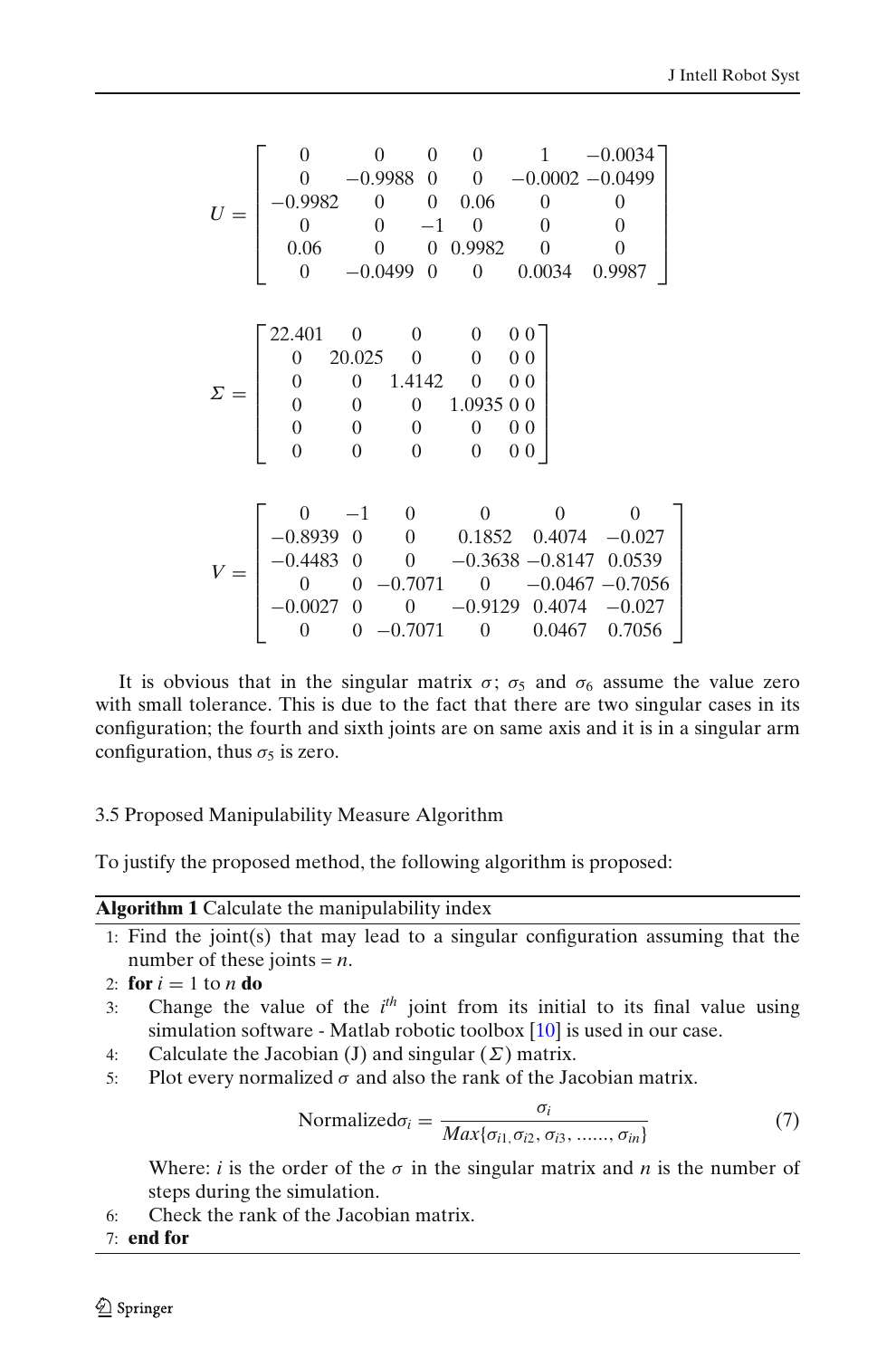$$U = \begin{bmatrix} 0 & 0 & 0 & 0 & 1 & -0.0034 \\ 0 & -0.9988 & 0 & 0 & -0.0002 & -0.0499 \\ -0.9982 & 0 & 0 & 0.06 & 0 & 0 \\ 0 & 0 & -1 & 0 & 0 & 0 \\ 0.06 & 0 & 0 & 0.9982 & 0 & 0 \\ 0 & -0.0499 & 0 & 0 & 0.0034 & 0.9987 \end{bmatrix}$$

$$\Sigma = \begin{bmatrix} 22.401 & 0 & 0 & 0 & 0 & 0 \\ 0 & 20.025 & 0 & 0 & 0 & 0 \\ 0 & 0 & 1.4142 & 0 & 0 & 0 \\ 0 & 0 & 0 & 1.0935 & 0 & 0 \\ 0 & 0 & 0 & 0 & 0 & 0 \\ 0 & 0 & 0 & 0 & 0 & 0 \end{bmatrix}$$

$$V = \begin{bmatrix} 0 & -1 & 0 & 0 & 0 & 0 \\ -0.8939 & 0 & 0 & 0.1852 & 0.4074 & -0.027 \\ -0.4483 & 0 & 0 & -0.3638 & -0.8147 & 0.0539 \\ 0 & 0 & -0.7071 & 0 & -0.0467 & -0.7056 \\ -0.0027 & 0 & 0 & -0.9129 & 0.4074 & -0.027 \\ 0 & 0 & -0.7071 & 0 & 0.0467 & 0.7056 \end{bmatrix}$$

It is obvious that in the singular matrix $\sigma$; $\sigma_5$ and $\sigma_6$ assume the value zero with small tolerance. This is due to the fact that there are two singular cases in its configuration; the fourth and sixth joints are on same axis and it is in a singular arm configuration, thus $\sigma_5$ is zero.

### 3.5 Proposed Manipulability Measure Algorithm

To justify the proposed method, the following algorithm is proposed:

**Algorithm 1** Calculate the manipulability index

1: Find the joint(s) that may lead to a singular configuration assuming that the number of these joints = $n$.
2: **for** $i = 1$ to $n$ **do**
3: Change the value of the $i^{th}$ joint from its initial to its final value using simulation software - Matlab robotic toolbox [10] is used in our case.
4: Calculate the Jacobian (J) and singular ($\Sigma$) matrix.
5: Plot every normalized $\sigma$ and also the rank of the Jacobian matrix.

$$\text{Normalized}\sigma_i = \frac{\sigma_i}{Max\{\sigma_{i1}, \sigma_{i2}, \sigma_{i3}, \ldots\ldots, \sigma_{in}\}} \tag{7}$$

Where: $i$ is the order of the $\sigma$ in the singular matrix and $n$ is the number of steps during the simulation.
6: Check the rank of the Jacobian matrix.
7: **end for**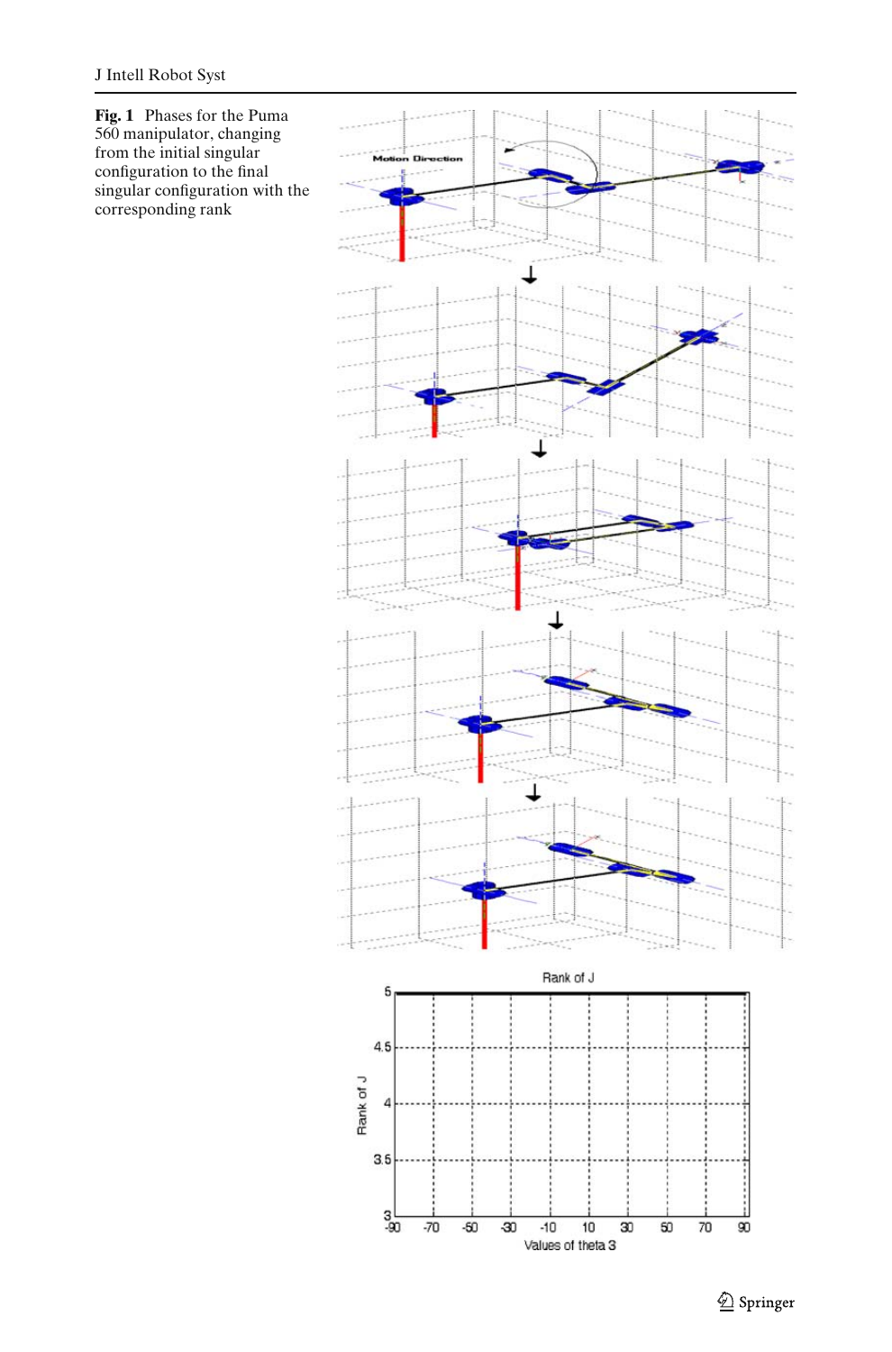**Fig. 1** Phases for the Puma 560 manipulator, changing from the initial singular configuration to the final singular configuration with the corresponding rank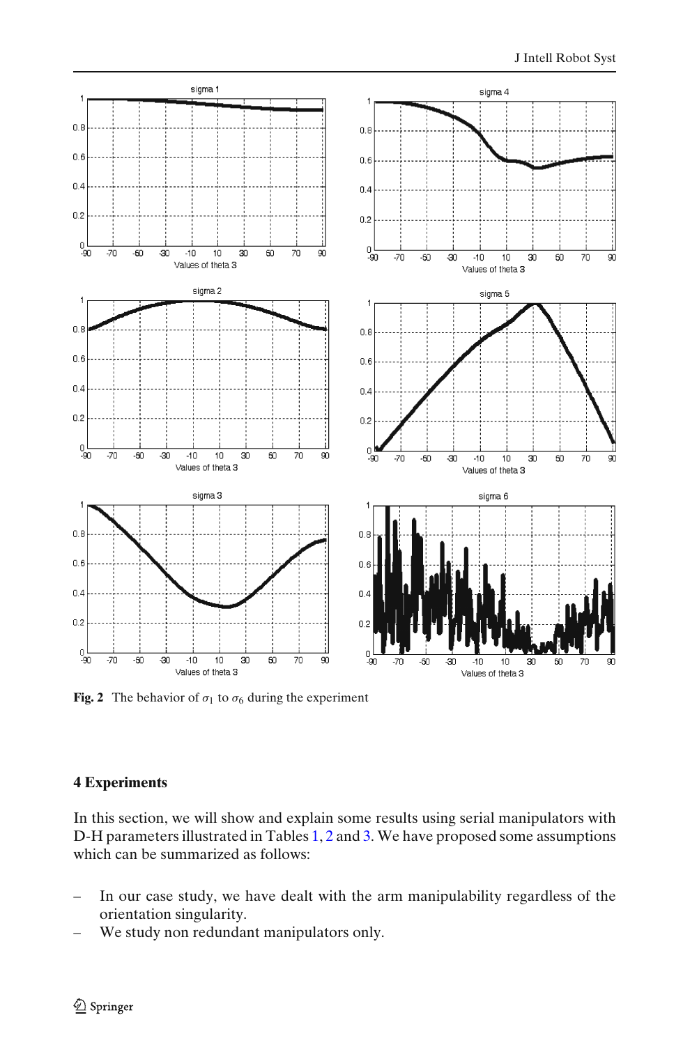**Fig. 2** The behavior of $\sigma_1$ to $\sigma_6$ during the experiment

## 4 Experiments

In this section, we will show and explain some results using serial manipulators with D-H parameters illustrated in Tables 1, 2 and 3. We have proposed some assumptions which can be summarized as follows:

- In our case study, we have dealt with the arm manipulability regardless of the orientation singularity.
- We study non redundant manipulators only.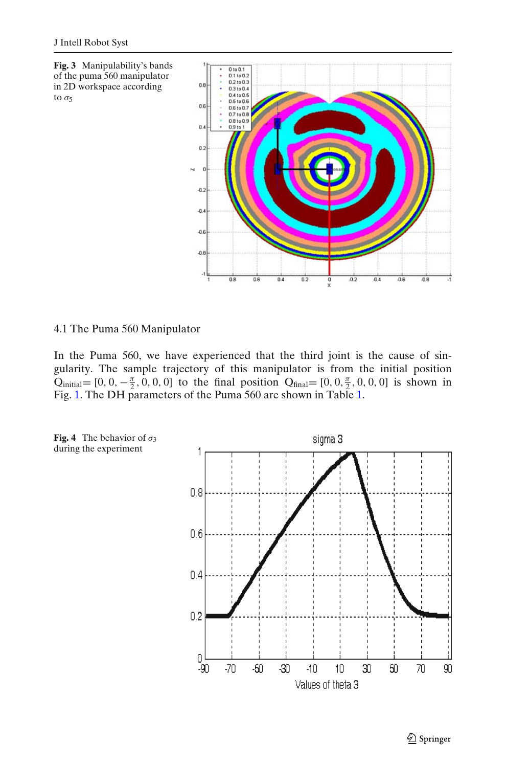**Fig. 3** Manipulability's bands of the puma 560 manipulator in 2D workspace according to $\sigma_5$

## 4.1 The Puma 560 Manipulator

In the Puma 560, we have experienced that the third joint is the cause of singularity. The sample trajectory of this manipulator is from the initial position $Q_{initial} = [0, 0, -\frac{\pi}{2}, 0, 0, 0]$ to the final position $Q_{final} = [0, 0, \frac{\pi}{2}, 0, 0, 0]$ is shown in Fig. 1. The DH parameters of the Puma 560 are shown in Table 1.

**Fig. 4** The behavior of $\sigma_3$ during the experiment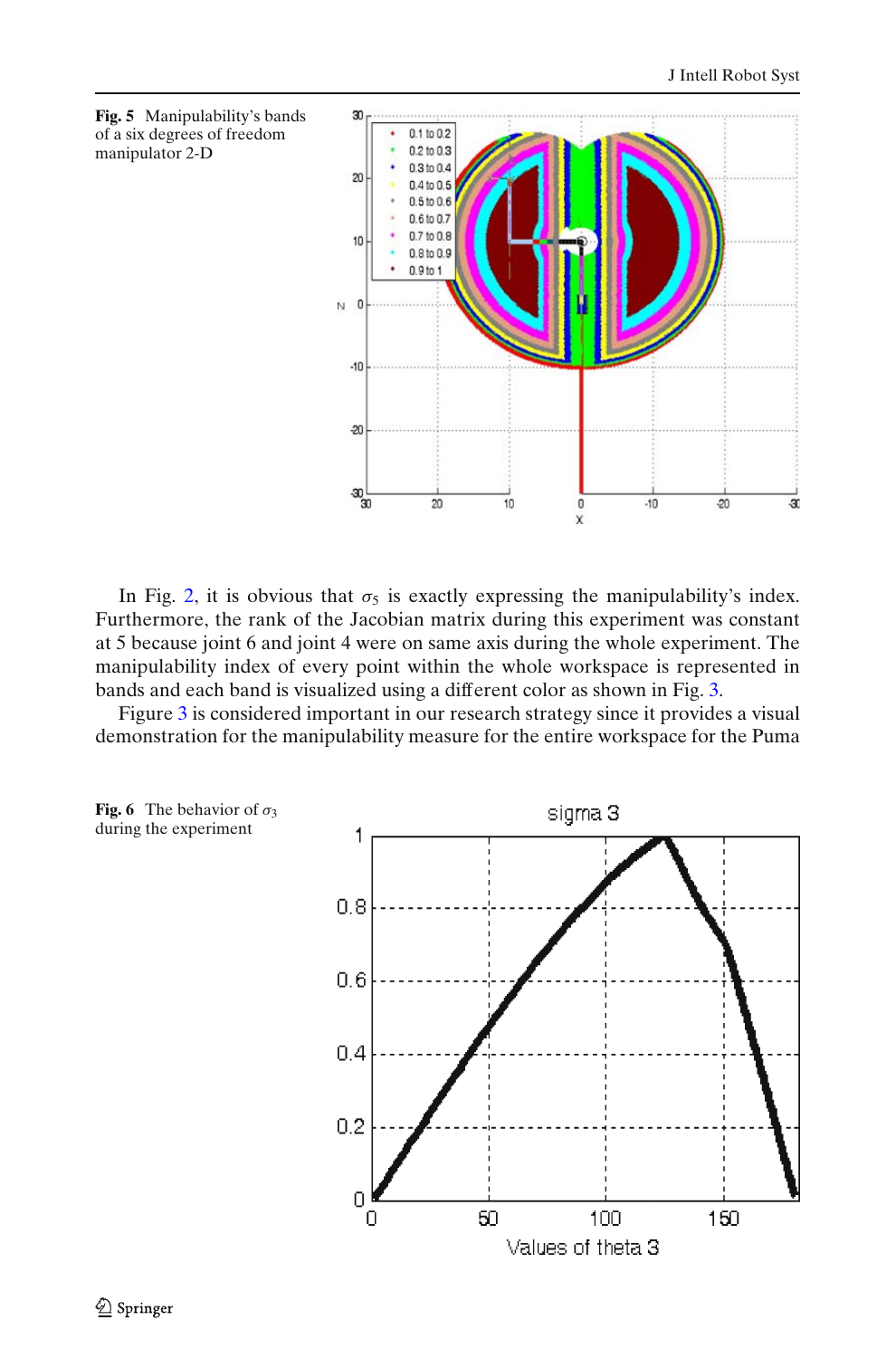Fig. 5 Manipulability's bands of a six degrees of freedom manipulator 2-D

In Fig. 2, it is obvious that $\sigma_5$ is exactly expressing the manipulability's index. Furthermore, the rank of the Jacobian matrix during this experiment was constant at 5 because joint 6 and joint 4 were on same axis during the whole experiment. The manipulability index of every point within the whole workspace is represented in bands and each band is visualized using a different color as shown in Fig. 3.

Figure 3 is considered important in our research strategy since it provides a visual demonstration for the manipulability measure for the entire workspace for the Puma

Fig. 6 The behavior of $\sigma_3$ during the experiment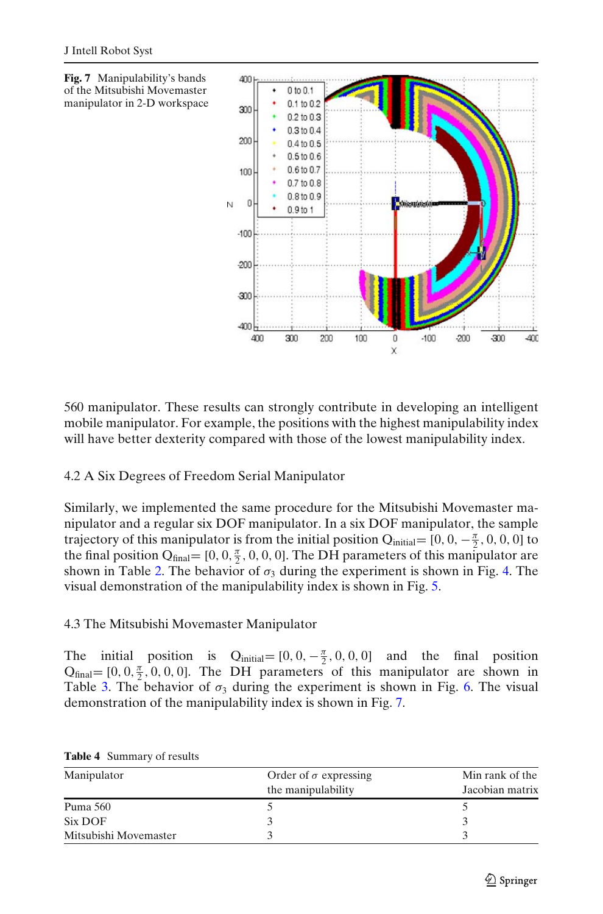**Fig. 7** Manipulability's bands of the Mitsubishi Movemaster manipulator in 2-D workspace

560 manipulator. These results can strongly contribute in developing an intelligent mobile manipulator. For example, the positions with the highest manipulability index will have better dexterity compared with those of the lowest manipulability index.

### 4.2 A Six Degrees of Freedom Serial Manipulator

Similarly, we implemented the same procedure for the Mitsubishi Movemaster manipulator and a regular six DOF manipulator. In a six DOF manipulator, the sample trajectory of this manipulator is from the initial position $Q_{initial} = [0, 0, -\frac{\pi}{2}, 0, 0, 0]$ to the final position $Q_{final} = [0, 0, \frac{\pi}{2}, 0, 0, 0]$. The DH parameters of this manipulator are shown in Table 2. The behavior of $\sigma_3$ during the experiment is shown in Fig. 4. The visual demonstration of the manipulability index is shown in Fig. 5.

### 4.3 The Mitsubishi Movemaster Manipulator

The initial position is $Q_{initial} = [0, 0, -\frac{\pi}{2}, 0, 0, 0]$ and the final position $Q_{final} = [0, 0, \frac{\pi}{2}, 0, 0, 0]$. The DH parameters of this manipulator are shown in Table 3. The behavior of $\sigma_3$ during the experiment is shown in Fig. 6. The visual demonstration of the manipulability index is shown in Fig. 7.

**Table 4** Summary of results

| Manipulator | Order of $\sigma$ expressing the manipulability | Min rank of the Jacobian matrix |
|---|---|---|
| Puma 560 | 5 | 5 |
| Six DOF | 3 | 3 |
| Mitsubishi Movemaster | 3 | 3 |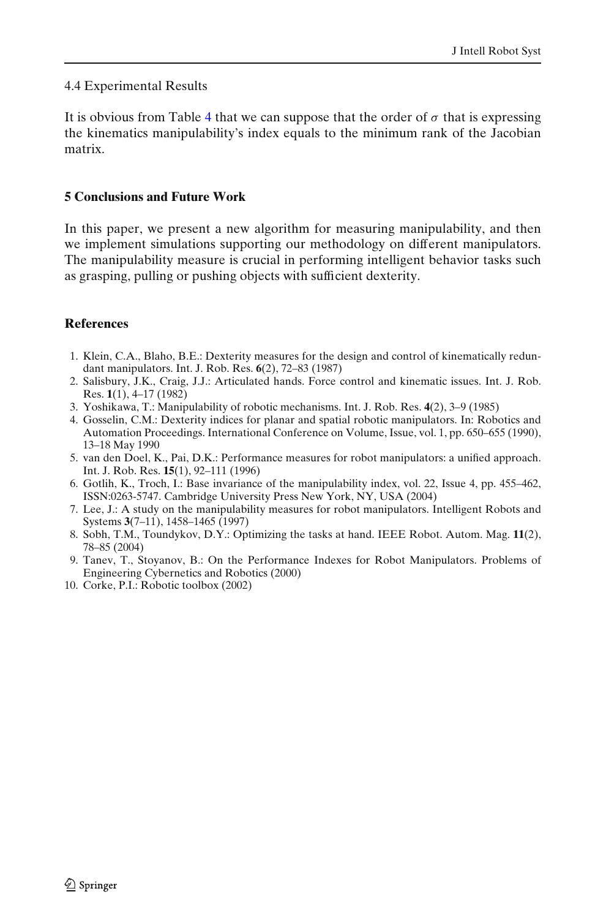### 4.4 Experimental Results

It is obvious from Table 4 that we can suppose that the order of $\sigma$ that is expressing the kinematics manipulability's index equals to the minimum rank of the Jacobian matrix.

## 5 Conclusions and Future Work

In this paper, we present a new algorithm for measuring manipulability, and then we implement simulations supporting our methodology on different manipulators. The manipulability measure is crucial in performing intelligent behavior tasks such as grasping, pulling or pushing objects with sufficient dexterity.

## References

1. Klein, C.A., Blaho, B.E.: Dexterity measures for the design and control of kinematically redundant manipulators. Int. J. Rob. Res. **6**(2), 72–83 (1987)
2. Salisbury, J.K., Craig, J.J.: Articulated hands. Force control and kinematic issues. Int. J. Rob. Res. **1**(1), 4–17 (1982)
3. Yoshikawa, T.: Manipulability of robotic mechanisms. Int. J. Rob. Res. **4**(2), 3–9 (1985)
4. Gosselin, C.M.: Dexterity indices for planar and spatial robotic manipulators. In: Robotics and Automation Proceedings. International Conference on Volume, Issue, vol. 1, pp. 650–655 (1990), 13–18 May 1990
5. van den Doel, K., Pai, D.K.: Performance measures for robot manipulators: a unified approach. Int. J. Rob. Res. **15**(1), 92–111 (1996)
6. Gotlih, K., Troch, I.: Base invariance of the manipulability index, vol. 22, Issue 4, pp. 455–462, ISSN:0263-5747. Cambridge University Press New York, NY, USA (2004)
7. Lee, J.: A study on the manipulability measures for robot manipulators. Intelligent Robots and Systems **3**(7–11), 1458–1465 (1997)
8. Sobh, T.M., Toundykov, D.Y.: Optimizing the tasks at hand. IEEE Robot. Autom. Mag. **11**(2), 78–85 (2004)
9. Tanev, T., Stoyanov, B.: On the Performance Indexes for Robot Manipulators. Problems of Engineering Cybernetics and Robotics (2000)
10. Corke, P.I.: Robotic toolbox (2002)